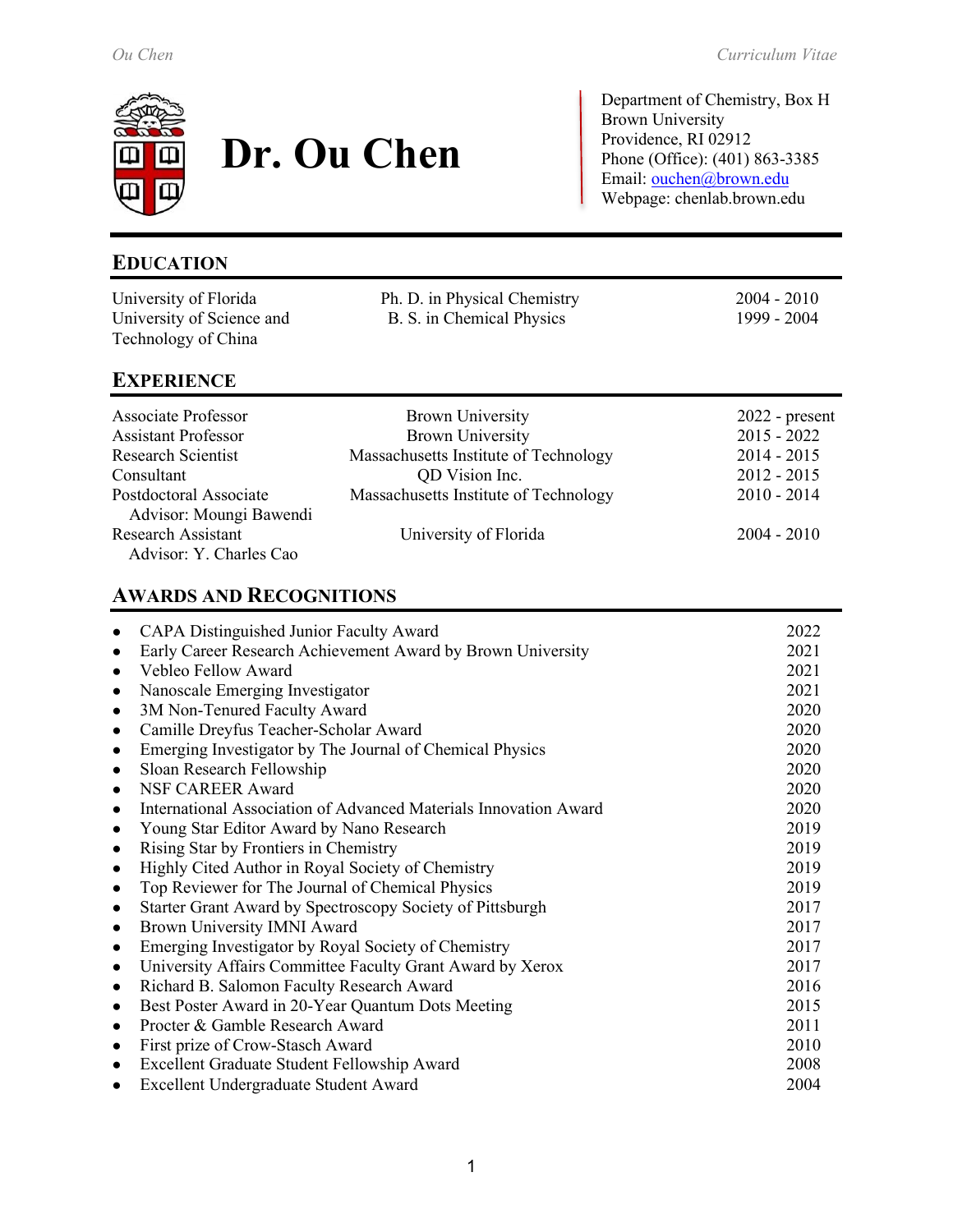# Dr. Ou Chen

Department of Chemistry, Box H
Brown University
Providence, RI 02912
Phone (Office): (401) 863-3385
Email: ouchen@brown.edu
Webpage: chenlab.brown.edu

## EDUCATION

| | | |
|---|---|---|
| University of Florida | Ph. D. in Physical Chemistry | 2004 - 2010 |
| University of Science and Technology of China | B. S. in Chemical Physics | 1999 - 2004 |

## EXPERIENCE

| | | |
|---|---|---|
| Associate Professor | Brown University | 2022 - present |
| Assistant Professor | Brown University | 2015 - 2022 |
| Research Scientist | Massachusetts Institute of Technology | 2014 - 2015 |
| Consultant | QD Vision Inc. | 2012 - 2015 |
| Postdoctoral Associate<br>Advisor: Moungi Bawendi | Massachusetts Institute of Technology | 2010 - 2014 |
| Research Assistant<br>Advisor: Y. Charles Cao | University of Florida | 2004 - 2010 |

## AWARDS AND RECOGNITIONS

- CAPA Distinguished Junior Faculty Award — 2022
- Early Career Research Achievement Award by Brown University — 2021
- Vebleo Fellow Award — 2021
- Nanoscale Emerging Investigator — 2021
- 3M Non-Tenured Faculty Award — 2020
- Camille Dreyfus Teacher-Scholar Award — 2020
- Emerging Investigator by The Journal of Chemical Physics — 2020
- Sloan Research Fellowship — 2020
- NSF CAREER Award — 2020
- International Association of Advanced Materials Innovation Award — 2020
- Young Star Editor Award by Nano Research — 2019
- Rising Star by Frontiers in Chemistry — 2019
- Highly Cited Author in Royal Society of Chemistry — 2019
- Top Reviewer for The Journal of Chemical Physics — 2019
- Starter Grant Award by Spectroscopy Society of Pittsburgh — 2017
- Brown University IMNI Award — 2017
- Emerging Investigator by Royal Society of Chemistry — 2017
- University Affairs Committee Faculty Grant Award by Xerox — 2017
- Richard B. Salomon Faculty Research Award — 2016
- Best Poster Award in 20-Year Quantum Dots Meeting — 2015
- Procter & Gamble Research Award — 2011
- First prize of Crow-Stasch Award — 2010
- Excellent Graduate Student Fellowship Award — 2008
- Excellent Undergraduate Student Award — 2004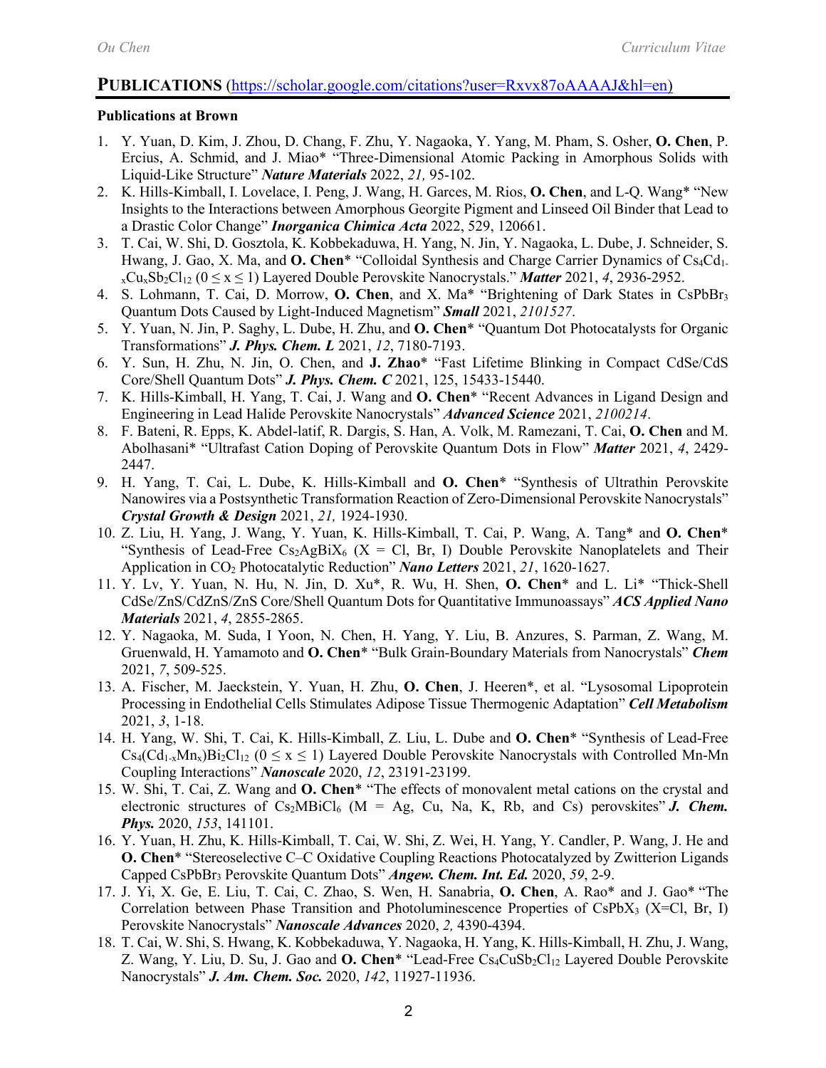# PUBLICATIONS (https://scholar.google.com/citations?user=Rxvx87oAAAAJ&hl=en)

**Publications at Brown**

1. Y. Yuan, D. Kim, J. Zhou, D. Chang, F. Zhu, Y. Nagaoka, Y. Yang, M. Pham, S. Osher, **O. Chen**, P. Ercius, A. Schmid, and J. Miao* "Three-Dimensional Atomic Packing in Amorphous Solids with Liquid-Like Structure" ***Nature Materials*** 2022, *21,* 95-102.
2. K. Hills-Kimball, I. Lovelace, I. Peng, J. Wang, H. Garces, M. Rios, **O. Chen**, and L-Q. Wang* "New Insights to the Interactions between Amorphous Georgite Pigment and Linseed Oil Binder that Lead to a Drastic Color Change" ***Inorganica Chimica Acta*** 2022, 529, 120661.
3. T. Cai, W. Shi, D. Gosztola, K. Kobbekaduwa, H. Yang, N. Jin, Y. Nagaoka, L. Dube, J. Schneider, S. Hwang, J. Gao, X. Ma, and **O. Chen*** "Colloidal Synthesis and Charge Carrier Dynamics of $Cs_4Cd_{1-x}Cu_xSb_2Cl_{12}$ ($0 \leq x \leq 1$) Layered Double Perovskite Nanocrystals." ***Matter*** 2021, *4*, 2936-2952.
4. S. Lohmann, T. Cai, D. Morrow, **O. Chen**, and X. Ma* "Brightening of Dark States in $CsPbBr_3$ Quantum Dots Caused by Light-Induced Magnetism" ***Small*** 2021, *2101527*.
5. Y. Yuan, N. Jin, P. Saghy, L. Dube, H. Zhu, and **O. Chen*** "Quantum Dot Photocatalysts for Organic Transformations" ***J. Phys. Chem. L*** 2021, *12*, 7180-7193.
6. Y. Sun, H. Zhu, N. Jin, O. Chen, and **J. Zhao*** "Fast Lifetime Blinking in Compact CdSe/CdS Core/Shell Quantum Dots" ***J. Phys. Chem. C*** 2021, 125, 15433-15440.
7. K. Hills-Kimball, H. Yang, T. Cai, J. Wang and **O. Chen*** "Recent Advances in Ligand Design and Engineering in Lead Halide Perovskite Nanocrystals" ***Advanced Science*** 2021, *2100214*.
8. F. Bateni, R. Epps, K. Abdel-latif, R. Dargis, S. Han, A. Volk, M. Ramezani, T. Cai, **O. Chen** and M. Abolhasani* "Ultrafast Cation Doping of Perovskite Quantum Dots in Flow" ***Matter*** 2021, *4*, 2429-2447.
9. H. Yang, T. Cai, L. Dube, K. Hills-Kimball and **O. Chen*** "Synthesis of Ultrathin Perovskite Nanowires via a Postsynthetic Transformation Reaction of Zero-Dimensional Perovskite Nanocrystals" ***Crystal Growth & Design*** 2021, *21,* 1924-1930.
10. Z. Liu, H. Yang, J. Wang, Y. Yuan, K. Hills-Kimball, T. Cai, P. Wang, A. Tang* and **O. Chen*** "Synthesis of Lead-Free $Cs_2AgBiX_6$ (X = Cl, Br, I) Double Perovskite Nanoplatelets and Their Application in $CO_2$ Photocatalytic Reduction" ***Nano Letters*** 2021, *21*, 1620-1627.
11. Y. Lv, Y. Yuan, N. Hu, N. Jin, D. Xu*, R. Wu, H. Shen, **O. Chen*** and L. Li* "Thick-Shell CdSe/ZnS/CdZnS/ZnS Core/Shell Quantum Dots for Quantitative Immunoassays" ***ACS Applied Nano Materials*** 2021, *4*, 2855-2865.
12. Y. Nagaoka, M. Suda, I Yoon, N. Chen, H. Yang, Y. Liu, B. Anzures, S. Parman, Z. Wang, M. Gruenwald, H. Yamamoto and **O. Chen*** "Bulk Grain-Boundary Materials from Nanocrystals" ***Chem*** 2021, *7*, 509-525.
13. A. Fischer, M. Jaeckstein, Y. Yuan, H. Zhu, **O. Chen**, J. Heeren*, et al. "Lysosomal Lipoprotein Processing in Endothelial Cells Stimulates Adipose Tissue Thermogenic Adaptation" ***Cell Metabolism*** 2021, *3*, 1-18.
14. H. Yang, W. Shi, T. Cai, K. Hills-Kimball, Z. Liu, L. Dube and **O. Chen*** "Synthesis of Lead-Free $Cs_4(Cd_{1-x}Mn_x)Bi_2Cl_{12}$ ($0 \leq x \leq 1$) Layered Double Perovskite Nanocrystals with Controlled Mn-Mn Coupling Interactions" ***Nanoscale*** 2020, *12*, 23191-23199.
15. W. Shi, T. Cai, Z. Wang and **O. Chen*** "The effects of monovalent metal cations on the crystal and electronic structures of $Cs_2MBiCl_6$ (M = Ag, Cu, Na, K, Rb, and Cs) perovskites" ***J. Chem. Phys.*** 2020, *153*, 141101.
16. Y. Yuan, H. Zhu, K. Hills-Kimball, T. Cai, W. Shi, Z. Wei, H. Yang, Y. Candler, P. Wang, J. He and **O. Chen*** "Stereoselective C–C Oxidative Coupling Reactions Photocatalyzed by Zwitterion Ligands Capped $CsPbBr_3$ Perovskite Quantum Dots" ***Angew. Chem. Int. Ed.*** 2020, *59*, 2-9.
17. J. Yi, X. Ge, E. Liu, T. Cai, C. Zhao, S. Wen, H. Sanabria, **O. Chen**, A. Rao* and J. Gao* "The Correlation between Phase Transition and Photoluminescence Properties of $CsPbX_3$ (X=Cl, Br, I) Perovskite Nanocrystals" ***Nanoscale Advances*** 2020, *2,* 4390-4394.
18. T. Cai, W. Shi, S. Hwang, K. Kobbekaduwa, Y. Nagaoka, H. Yang, K. Hills-Kimball, H. Zhu, J. Wang, Z. Wang, Y. Liu, D. Su, J. Gao and **O. Chen*** "Lead-Free $Cs_4CuSb_2Cl_{12}$ Layered Double Perovskite Nanocrystals" ***J. Am. Chem. Soc.*** 2020, *142*, 11927-11936.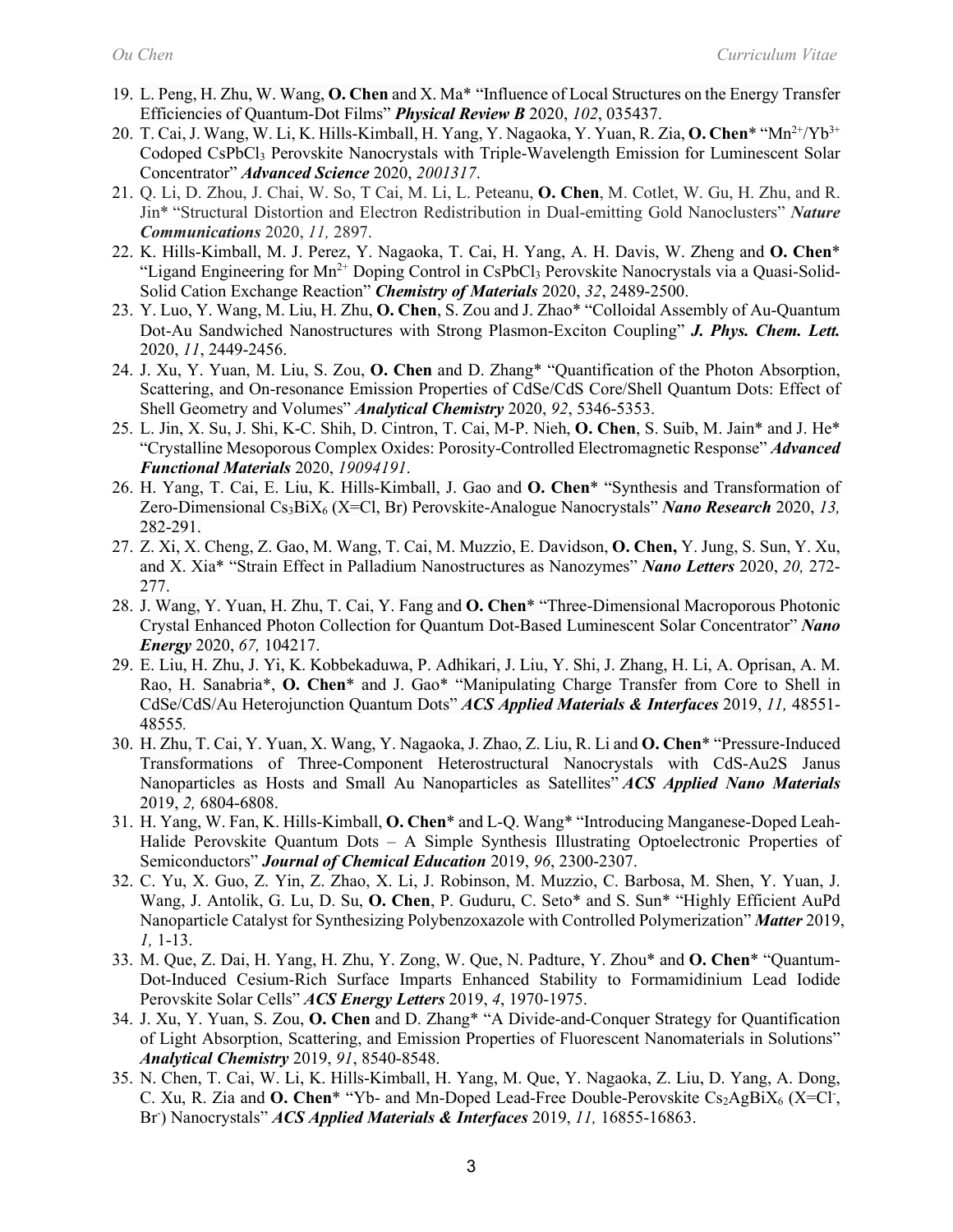19. L. Peng, H. Zhu, W. Wang, **O. Chen** and X. Ma* "Influence of Local Structures on the Energy Transfer Efficiencies of Quantum-Dot Films" ***Physical Review B*** 2020, *102*, 035437.
20. T. Cai, J. Wang, W. Li, K. Hills-Kimball, H. Yang, Y. Nagaoka, Y. Yuan, R. Zia, **O. Chen*** "$Mn^{2+}$/$Yb^{3+}$ Codoped $CsPbCl_3$ Perovskite Nanocrystals with Triple-Wavelength Emission for Luminescent Solar Concentrator" ***Advanced Science*** 2020, *2001317*.
21. Q. Li, D. Zhou, J. Chai, W. So, T Cai, M. Li, L. Peteanu, **O. Chen**, M. Cotlet, W. Gu, H. Zhu, and R. Jin* "Structural Distortion and Electron Redistribution in Dual-emitting Gold Nanoclusters" ***Nature Communications*** 2020, *11,* 2897.
22. K. Hills-Kimball, M. J. Perez, Y. Nagaoka, T. Cai, H. Yang, A. H. Davis, W. Zheng and **O. Chen*** "Ligand Engineering for $Mn^{2+}$ Doping Control in $CsPbCl_3$ Perovskite Nanocrystals via a Quasi-Solid-Solid Cation Exchange Reaction" ***Chemistry of Materials*** 2020, *32*, 2489-2500.
23. Y. Luo, Y. Wang, M. Liu, H. Zhu, **O. Chen**, S. Zou and J. Zhao* "Colloidal Assembly of Au-Quantum Dot-Au Sandwiched Nanostructures with Strong Plasmon-Exciton Coupling" ***J. Phys. Chem. Lett.*** 2020, *11*, 2449-2456.
24. J. Xu, Y. Yuan, M. Liu, S. Zou, **O. Chen** and D. Zhang* "Quantification of the Photon Absorption, Scattering, and On-resonance Emission Properties of CdSe/CdS Core/Shell Quantum Dots: Effect of Shell Geometry and Volumes" ***Analytical Chemistry*** 2020, *92*, 5346-5353.
25. L. Jin, X. Su, J. Shi, K-C. Shih, D. Cintron, T. Cai, M-P. Nieh, **O. Chen**, S. Suib, M. Jain* and J. He* "Crystalline Mesoporous Complex Oxides: Porosity-Controlled Electromagnetic Response" ***Advanced Functional Materials*** 2020, *19094191*.
26. H. Yang, T. Cai, E. Liu, K. Hills-Kimball, J. Gao and **O. Chen*** "Synthesis and Transformation of Zero-Dimensional $Cs_3BiX_6$ (X=Cl, Br) Perovskite-Analogue Nanocrystals" ***Nano Research*** 2020, *13,* 282-291.
27. Z. Xi, X. Cheng, Z. Gao, M. Wang, T. Cai, M. Muzzio, E. Davidson, **O. Chen,** Y. Jung, S. Sun, Y. Xu, and X. Xia* "Strain Effect in Palladium Nanostructures as Nanozymes" ***Nano Letters*** 2020, *20,* 272-277.
28. J. Wang, Y. Yuan, H. Zhu, T. Cai, Y. Fang and **O. Chen*** "Three-Dimensional Macroporous Photonic Crystal Enhanced Photon Collection for Quantum Dot-Based Luminescent Solar Concentrator" ***Nano Energy*** 2020, *67,* 104217.
29. E. Liu, H. Zhu, J. Yi, K. Kobbekaduwa, P. Adhikari, J. Liu, Y. Shi, J. Zhang, H. Li, A. Oprisan, A. M. Rao, H. Sanabria*, **O. Chen*** and J. Gao* "Manipulating Charge Transfer from Core to Shell in CdSe/CdS/Au Heterojunction Quantum Dots" ***ACS Applied Materials & Interfaces*** 2019, *11,* 48551-48555.
30. H. Zhu, T. Cai, Y. Yuan, X. Wang, Y. Nagaoka, J. Zhao, Z. Liu, R. Li and **O. Chen*** "Pressure-Induced Transformations of Three-Component Heterostructural Nanocrystals with CdS-Au2S Janus Nanoparticles as Hosts and Small Au Nanoparticles as Satellites" ***ACS Applied Nano Materials*** 2019, *2,* 6804-6808.
31. H. Yang, W. Fan, K. Hills-Kimball, **O. Chen*** and L-Q. Wang* "Introducing Manganese-Doped Leah-Halide Perovskite Quantum Dots – A Simple Synthesis Illustrating Optoelectronic Properties of Semiconductors" ***Journal of Chemical Education*** 2019, *96*, 2300-2307.
32. C. Yu, X. Guo, Z. Yin, Z. Zhao, X. Li, J. Robinson, M. Muzzio, C. Barbosa, M. Shen, Y. Yuan, J. Wang, J. Antolik, G. Lu, D. Su, **O. Chen**, P. Guduru, C. Seto* and S. Sun* "Highly Efficient AuPd Nanoparticle Catalyst for Synthesizing Polybenzoxazole with Controlled Polymerization" ***Matter*** 2019, *1,* 1-13.
33. M. Que, Z. Dai, H. Yang, H. Zhu, Y. Zong, W. Que, N. Padture, Y. Zhou* and **O. Chen*** "Quantum-Dot-Induced Cesium-Rich Surface Imparts Enhanced Stability to Formamidinium Lead Iodide Perovskite Solar Cells" ***ACS Energy Letters*** 2019, *4*, 1970-1975.
34. J. Xu, Y. Yuan, S. Zou, **O. Chen** and D. Zhang* "A Divide-and-Conquer Strategy for Quantification of Light Absorption, Scattering, and Emission Properties of Fluorescent Nanomaterials in Solutions" ***Analytical Chemistry*** 2019, *91*, 8540-8548.
35. N. Chen, T. Cai, W. Li, K. Hills-Kimball, H. Yang, M. Que, Y. Nagaoka, Z. Liu, D. Yang, A. Dong, C. Xu, R. Zia and **O. Chen*** "Yb- and Mn-Doped Lead-Free Double-Perovskite $Cs_2AgBiX_6$ (X=$Cl^-$, $Br^-$) Nanocrystals" ***ACS Applied Materials & Interfaces*** 2019, *11,* 16855-16863.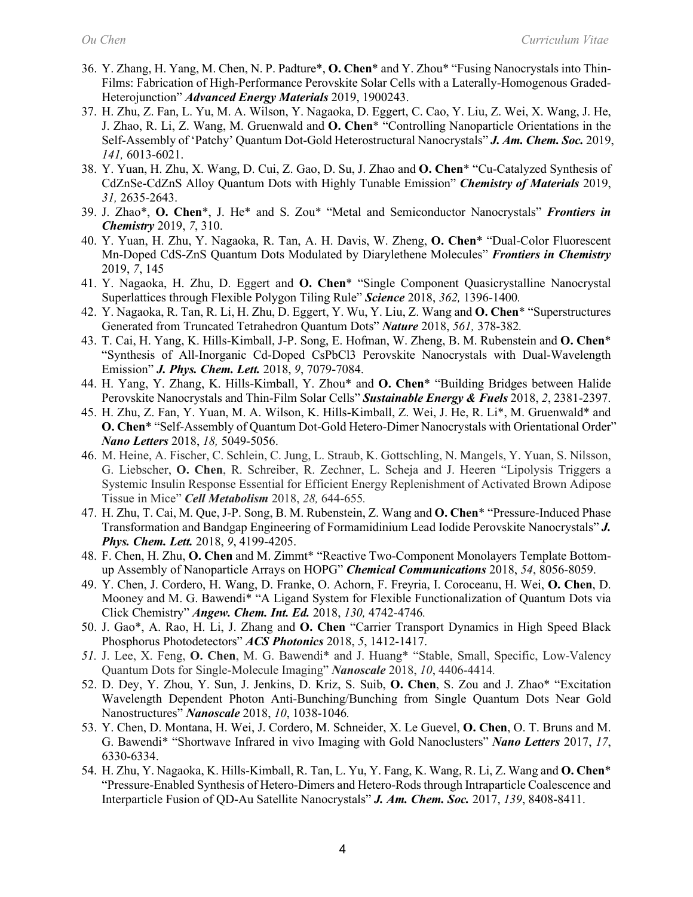36. Y. Zhang, H. Yang, M. Chen, N. P. Padture*, **O. Chen*** and Y. Zhou* "Fusing Nanocrystals into Thin-Films: Fabrication of High-Performance Perovskite Solar Cells with a Laterally-Homogenous Graded-Heterojunction" ***Advanced Energy Materials*** 2019, 1900243.
37. H. Zhu, Z. Fan, L. Yu, M. A. Wilson, Y. Nagaoka, D. Eggert, C. Cao, Y. Liu, Z. Wei, X. Wang, J. He, J. Zhao, R. Li, Z. Wang, M. Gruenwald and **O. Chen*** "Controlling Nanoparticle Orientations in the Self-Assembly of 'Patchy' Quantum Dot-Gold Heterostructural Nanocrystals" ***J. Am. Chem. Soc.*** 2019, *141,* 6013-6021.
38. Y. Yuan, H. Zhu, X. Wang, D. Cui, Z. Gao, D. Su, J. Zhao and **O. Chen*** "Cu-Catalyzed Synthesis of CdZnSe-CdZnS Alloy Quantum Dots with Highly Tunable Emission" ***Chemistry of Materials*** 2019, *31,* 2635-2643.
39. J. Zhao*, **O. Chen***, J. He* and S. Zou* "Metal and Semiconductor Nanocrystals" ***Frontiers in Chemistry*** 2019, *7*, 310.
40. Y. Yuan, H. Zhu, Y. Nagaoka, R. Tan, A. H. Davis, W. Zheng, **O. Chen*** "Dual-Color Fluorescent Mn-Doped CdS-ZnS Quantum Dots Modulated by Diarylethene Molecules" ***Frontiers in Chemistry*** 2019, *7*, 145
41. Y. Nagaoka, H. Zhu, D. Eggert and **O. Chen*** "Single Component Quasicrystalline Nanocrystal Superlattices through Flexible Polygon Tiling Rule" ***Science*** 2018, *362,* 1396-1400*.*
42. Y. Nagaoka, R. Tan, R. Li, H. Zhu, D. Eggert, Y. Wu, Y. Liu, Z. Wang and **O. Chen*** "Superstructures Generated from Truncated Tetrahedron Quantum Dots" ***Nature*** 2018, *561,* 378-382*.*
43. T. Cai, H. Yang, K. Hills-Kimball, J-P. Song, E. Hofman, W. Zheng, B. M. Rubenstein and **O. Chen*** "Synthesis of All-Inorganic Cd-Doped $CsPbCl_3$ Perovskite Nanocrystals with Dual-Wavelength Emission" ***J. Phys. Chem. Lett.*** 2018, *9*, 7079-7084.
44. H. Yang, Y. Zhang, K. Hills-Kimball, Y. Zhou* and **O. Chen*** "Building Bridges between Halide Perovskite Nanocrystals and Thin-Film Solar Cells" ***Sustainable Energy & Fuels*** 2018, *2*, 2381-2397.
45. H. Zhu, Z. Fan, Y. Yuan, M. A. Wilson, K. Hills-Kimball, Z. Wei, J. He, R. Li*, M. Gruenwald* and **O. Chen*** "Self-Assembly of Quantum Dot-Gold Hetero-Dimer Nanocrystals with Orientational Order" ***Nano Letters*** 2018, *18,* 5049-5056.
46. M. Heine, A. Fischer, C. Schlein, C. Jung, L. Straub, K. Gottschling, N. Mangels, Y. Yuan, S. Nilsson, G. Liebscher, **O. Chen**, R. Schreiber, R. Zechner, L. Scheja and J. Heeren "Lipolysis Triggers a Systemic Insulin Response Essential for Efficient Energy Replenishment of Activated Brown Adipose Tissue in Mice" ***Cell Metabolism*** 2018, *28,* 644-655*.*
47. H. Zhu, T. Cai, M. Que, J-P. Song, B. M. Rubenstein, Z. Wang and **O. Chen*** "Pressure-Induced Phase Transformation and Bandgap Engineering of Formamidinium Lead Iodide Perovskite Nanocrystals" ***J. Phys. Chem. Lett.*** 2018, *9*, 4199-4205.
48. F. Chen, H. Zhu, **O. Chen** and M. Zimmt* "Reactive Two-Component Monolayers Template Bottom-up Assembly of Nanoparticle Arrays on HOPG" ***Chemical Communications*** 2018, *54*, 8056-8059.
49. Y. Chen, J. Cordero, H. Wang, D. Franke, O. Achorn, F. Freyria, I. Coroceanu, H. Wei, **O. Chen**, D. Mooney and M. G. Bawendi* "A Ligand System for Flexible Functionalization of Quantum Dots via Click Chemistry" ***Angew. Chem. Int. Ed.*** 2018, *130,* 4742-4746*.*
50. J. Gao*, A. Rao, H. Li, J. Zhang and **O. Chen** "Carrier Transport Dynamics in High Speed Black Phosphorus Photodetectors" ***ACS Photonics*** 2018, *5*, 1412-1417.
51. J. Lee, X. Feng, **O. Chen**, M. G. Bawendi* and J. Huang* "Stable, Small, Specific, Low-Valency Quantum Dots for Single-Molecule Imaging" ***Nanoscale*** 2018, *10*, 4406-4414*.*
52. D. Dey, Y. Zhou, Y. Sun, J. Jenkins, D. Kriz, S. Suib, **O. Chen**, S. Zou and J. Zhao* "Excitation Wavelength Dependent Photon Anti-Bunching/Bunching from Single Quantum Dots Near Gold Nanostructures" ***Nanoscale*** 2018, *10*, 1038-1046*.*
53. Y. Chen, D. Montana, H. Wei, J. Cordero, M. Schneider, X. Le Guevel, **O. Chen**, O. T. Bruns and M. G. Bawendi* "Shortwave Infrared in vivo Imaging with Gold Nanoclusters" ***Nano Letters*** 2017, *17*, 6330-6334.
54. H. Zhu, Y. Nagaoka, K. Hills-Kimball, R. Tan, L. Yu, Y. Fang, K. Wang, R. Li, Z. Wang and **O. Chen*** "Pressure-Enabled Synthesis of Hetero-Dimers and Hetero-Rods through Intraparticle Coalescence and Interparticle Fusion of QD-Au Satellite Nanocrystals" ***J. Am. Chem. Soc.*** 2017, *139*, 8408-8411.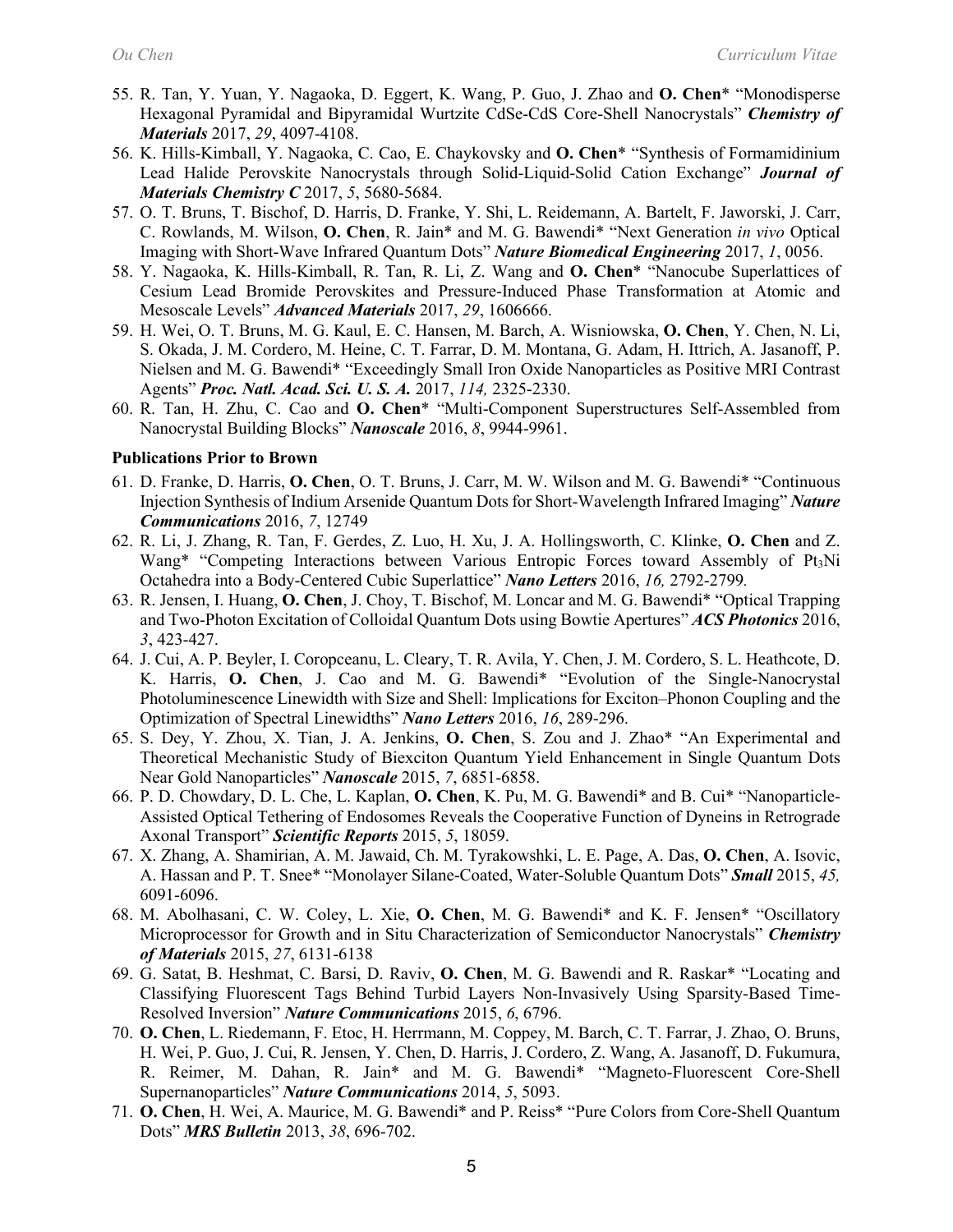55. R. Tan, Y. Yuan, Y. Nagaoka, D. Eggert, K. Wang, P. Guo, J. Zhao and **O. Chen*** "Monodisperse Hexagonal Pyramidal and Bipyramidal Wurtzite CdSe-CdS Core-Shell Nanocrystals" ***Chemistry of Materials*** 2017, *29*, 4097-4108.
56. K. Hills-Kimball, Y. Nagaoka, C. Cao, E. Chaykovsky and **O. Chen*** "Synthesis of Formamidinium Lead Halide Perovskite Nanocrystals through Solid-Liquid-Solid Cation Exchange" ***Journal of Materials Chemistry C*** 2017, *5*, 5680-5684.
57. O. T. Bruns, T. Bischof, D. Harris, D. Franke, Y. Shi, L. Reidemann, A. Bartelt, F. Jaworski, J. Carr, C. Rowlands, M. Wilson, **O. Chen**, R. Jain* and M. G. Bawendi* "Next Generation *in vivo* Optical Imaging with Short-Wave Infrared Quantum Dots" ***Nature Biomedical Engineering*** 2017, *1*, 0056.
58. Y. Nagaoka, K. Hills-Kimball, R. Tan, R. Li, Z. Wang and **O. Chen*** "Nanocube Superlattices of Cesium Lead Bromide Perovskites and Pressure-Induced Phase Transformation at Atomic and Mesoscale Levels" ***Advanced Materials*** 2017, *29*, 1606666.
59. H. Wei, O. T. Bruns, M. G. Kaul, E. C. Hansen, M. Barch, A. Wisniowska, **O. Chen**, Y. Chen, N. Li, S. Okada, J. M. Cordero, M. Heine, C. T. Farrar, D. M. Montana, G. Adam, H. Ittrich, A. Jasanoff, P. Nielsen and M. G. Bawendi* "Exceedingly Small Iron Oxide Nanoparticles as Positive MRI Contrast Agents" ***Proc. Natl. Acad. Sci. U. S. A.*** 2017, *114,* 2325-2330.
60. R. Tan, H. Zhu, C. Cao and **O. Chen*** "Multi-Component Superstructures Self-Assembled from Nanocrystal Building Blocks" ***Nanoscale*** 2016, *8*, 9944-9961.

**Publications Prior to Brown**

61. D. Franke, D. Harris, **O. Chen**, O. T. Bruns, J. Carr, M. W. Wilson and M. G. Bawendi* "Continuous Injection Synthesis of Indium Arsenide Quantum Dots for Short-Wavelength Infrared Imaging" ***Nature Communications*** 2016, *7*, 12749
62. R. Li, J. Zhang, R. Tan, F. Gerdes, Z. Luo, H. Xu, J. A. Hollingsworth, C. Klinke, **O. Chen** and Z. Wang* "Competing Interactions between Various Entropic Forces toward Assembly of $Pt_3Ni$ Octahedra into a Body-Centered Cubic Superlattice" ***Nano Letters*** 2016, *16,* 2792-2799*.*
63. R. Jensen, I. Huang, **O. Chen**, J. Choy, T. Bischof, M. Loncar and M. G. Bawendi* "Optical Trapping and Two-Photon Excitation of Colloidal Quantum Dots using Bowtie Apertures" ***ACS Photonics*** 2016, *3*, 423-427.
64. J. Cui, A. P. Beyler, I. Coropceanu, L. Cleary, T. R. Avila, Y. Chen, J. M. Cordero, S. L. Heathcote, D. K. Harris, **O. Chen**, J. Cao and M. G. Bawendi* "Evolution of the Single-Nanocrystal Photoluminescence Linewidth with Size and Shell: Implications for Exciton–Phonon Coupling and the Optimization of Spectral Linewidths" ***Nano Letters*** 2016, *16*, 289-296.
65. S. Dey, Y. Zhou, X. Tian, J. A. Jenkins, **O. Chen**, S. Zou and J. Zhao* "An Experimental and Theoretical Mechanistic Study of Biexciton Quantum Yield Enhancement in Single Quantum Dots Near Gold Nanoparticles" ***Nanoscale*** 2015, *7*, 6851-6858.
66. P. D. Chowdary, D. L. Che, L. Kaplan, **O. Chen**, K. Pu, M. G. Bawendi* and B. Cui* "Nanoparticle-Assisted Optical Tethering of Endosomes Reveals the Cooperative Function of Dyneins in Retrograde Axonal Transport" ***Scientific Reports*** 2015, *5*, 18059.
67. X. Zhang, A. Shamirian, A. M. Jawaid, Ch. M. Tyrakowshki, L. E. Page, A. Das, **O. Chen**, A. Isovic, A. Hassan and P. T. Snee* "Monolayer Silane-Coated, Water-Soluble Quantum Dots" ***Small*** 2015, *45,* 6091-6096.
68. M. Abolhasani, C. W. Coley, L. Xie, **O. Chen**, M. G. Bawendi* and K. F. Jensen* "Oscillatory Microprocessor for Growth and in Situ Characterization of Semiconductor Nanocrystals" ***Chemistry of Materials*** 2015, *27*, 6131-6138
69. G. Satat, B. Heshmat, C. Barsi, D. Raviv, **O. Chen**, M. G. Bawendi and R. Raskar* "Locating and Classifying Fluorescent Tags Behind Turbid Layers Non-Invasively Using Sparsity-Based Time-Resolved Inversion" ***Nature Communications*** 2015, *6*, 6796.
70. **O. Chen**, L. Riedemann, F. Etoc, H. Herrmann, M. Coppey, M. Barch, C. T. Farrar, J. Zhao, O. Bruns, H. Wei, P. Guo, J. Cui, R. Jensen, Y. Chen, D. Harris, J. Cordero, Z. Wang, A. Jasanoff, D. Fukumura, R. Reimer, M. Dahan, R. Jain* and M. G. Bawendi* "Magneto-Fluorescent Core-Shell Supernanoparticles" ***Nature Communications*** 2014, *5*, 5093.
71. **O. Chen**, H. Wei, A. Maurice, M. G. Bawendi* and P. Reiss* "Pure Colors from Core-Shell Quantum Dots" ***MRS Bulletin*** 2013, *38*, 696-702.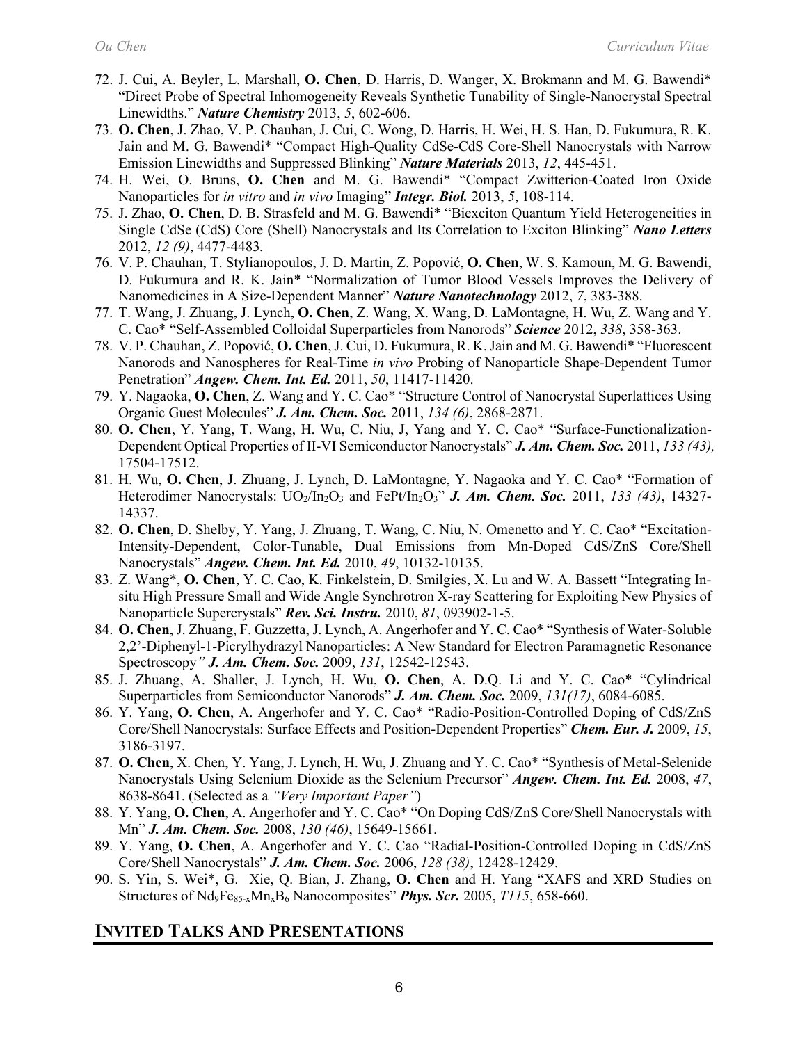72. J. Cui, A. Beyler, L. Marshall, **O. Chen**, D. Harris, D. Wanger, X. Brokmann and M. G. Bawendi* "Direct Probe of Spectral Inhomogeneity Reveals Synthetic Tunability of Single-Nanocrystal Spectral Linewidths." ***Nature Chemistry*** 2013, *5*, 602-606.
73. **O. Chen**, J. Zhao, V. P. Chauhan, J. Cui, C. Wong, D. Harris, H. Wei, H. S. Han, D. Fukumura, R. K. Jain and M. G. Bawendi* "Compact High-Quality CdSe-CdS Core-Shell Nanocrystals with Narrow Emission Linewidths and Suppressed Blinking" ***Nature Materials*** 2013, *12*, 445-451.
74. H. Wei, O. Bruns, **O. Chen** and M. G. Bawendi* "Compact Zwitterion-Coated Iron Oxide Nanoparticles for *in vitro* and *in vivo* Imaging" ***Integr. Biol.*** 2013, *5*, 108-114.
75. J. Zhao, **O. Chen**, D. B. Strasfeld and M. G. Bawendi* "Biexciton Quantum Yield Heterogeneities in Single CdSe (CdS) Core (Shell) Nanocrystals and Its Correlation to Exciton Blinking" ***Nano Letters*** 2012, *12 (9)*, 4477-4483.
76. V. P. Chauhan, T. Stylianopoulos, J. D. Martin, Z. Popović, **O. Chen**, W. S. Kamoun, M. G. Bawendi, D. Fukumura and R. K. Jain* "Normalization of Tumor Blood Vessels Improves the Delivery of Nanomedicines in A Size-Dependent Manner" ***Nature Nanotechnology*** 2012, *7*, 383-388.
77. T. Wang, J. Zhuang, J. Lynch, **O. Chen**, Z. Wang, X. Wang, D. LaMontagne, H. Wu, Z. Wang and Y. C. Cao* "Self-Assembled Colloidal Superparticles from Nanorods" ***Science*** 2012, *338*, 358-363.
78. V. P. Chauhan, Z. Popović, **O. Chen**, J. Cui, D. Fukumura, R. K. Jain and M. G. Bawendi* "Fluorescent Nanorods and Nanospheres for Real-Time *in vivo* Probing of Nanoparticle Shape-Dependent Tumor Penetration" ***Angew. Chem. Int. Ed.*** 2011, *50*, 11417-11420.
79. Y. Nagaoka, **O. Chen**, Z. Wang and Y. C. Cao* "Structure Control of Nanocrystal Superlattices Using Organic Guest Molecules" ***J. Am. Chem. Soc.*** 2011, *134 (6)*, 2868-2871.
80. **O. Chen**, Y. Yang, T. Wang, H. Wu, C. Niu, J, Yang and Y. C. Cao* "Surface-Functionalization-Dependent Optical Properties of II-VI Semiconductor Nanocrystals" ***J. Am. Chem. Soc.*** 2011, *133 (43),* 17504-17512.
81. H. Wu, **O. Chen**, J. Zhuang, J. Lynch, D. LaMontagne, Y. Nagaoka and Y. C. Cao* "Formation of Heterodimer Nanocrystals: $UO_2/In_2O_3$ and $FePt/In_2O_3$" ***J. Am. Chem. Soc.*** 2011, *133 (43)*, 14327-14337.
82. **O. Chen**, D. Shelby, Y. Yang, J. Zhuang, T. Wang, C. Niu, N. Omenetto and Y. C. Cao* "Excitation-Intensity-Dependent, Color-Tunable, Dual Emissions from Mn-Doped CdS/ZnS Core/Shell Nanocrystals" ***Angew. Chem. Int. Ed.*** 2010, *49*, 10132-10135.
83. Z. Wang*, **O. Chen**, Y. C. Cao, K. Finkelstein, D. Smilgies, X. Lu and W. A. Bassett "Integrating In-situ High Pressure Small and Wide Angle Synchrotron X-ray Scattering for Exploiting New Physics of Nanoparticle Supercrystals" ***Rev. Sci. Instru.*** 2010, *81*, 093902-1-5.
84. **O. Chen**, J. Zhuang, F. Guzzetta, J. Lynch, A. Angerhofer and Y. C. Cao* "Synthesis of Water-Soluble 2,2'-Diphenyl-1-Picrylhydrazyl Nanoparticles: A New Standard for Electron Paramagnetic Resonance Spectroscopy*"* ***J. Am. Chem. Soc.*** 2009, *131*, 12542-12543.
85. J. Zhuang, A. Shaller, J. Lynch, H. Wu, **O. Chen**, A. D.Q. Li and Y. C. Cao* "Cylindrical Superparticles from Semiconductor Nanorods" ***J. Am. Chem. Soc.*** 2009, *131(17)*, 6084-6085.
86. Y. Yang, **O. Chen**, A. Angerhofer and Y. C. Cao* "Radio-Position-Controlled Doping of CdS/ZnS Core/Shell Nanocrystals: Surface Effects and Position-Dependent Properties" ***Chem. Eur. J.*** 2009, *15*, 3186-3197.
87. **O. Chen**, X. Chen, Y. Yang, J. Lynch, H. Wu, J. Zhuang and Y. C. Cao* "Synthesis of Metal-Selenide Nanocrystals Using Selenium Dioxide as the Selenium Precursor" ***Angew. Chem. Int. Ed.*** 2008, *47*, 8638-8641. (Selected as a *"Very Important Paper"*)
88. Y. Yang, **O. Chen**, A. Angerhofer and Y. C. Cao* "On Doping CdS/ZnS Core/Shell Nanocrystals with Mn" ***J. Am. Chem. Soc.*** 2008, *130 (46)*, 15649-15661.
89. Y. Yang, **O. Chen**, A. Angerhofer and Y. C. Cao "Radial-Position-Controlled Doping in CdS/ZnS Core/Shell Nanocrystals" ***J. Am. Chem. Soc.*** 2006, *128 (38)*, 12428-12429.
90. S. Yin, S. Wei*, G. Xie, Q. Bian, J. Zhang, **O. Chen** and H. Yang "XAFS and XRD Studies on Structures of $Nd_9Fe_{85-x}Mn_xB_6$ Nanocomposites" ***Phys. Scr.*** 2005, *T115*, 658-660.

## INVITED TALKS AND PRESENTATIONS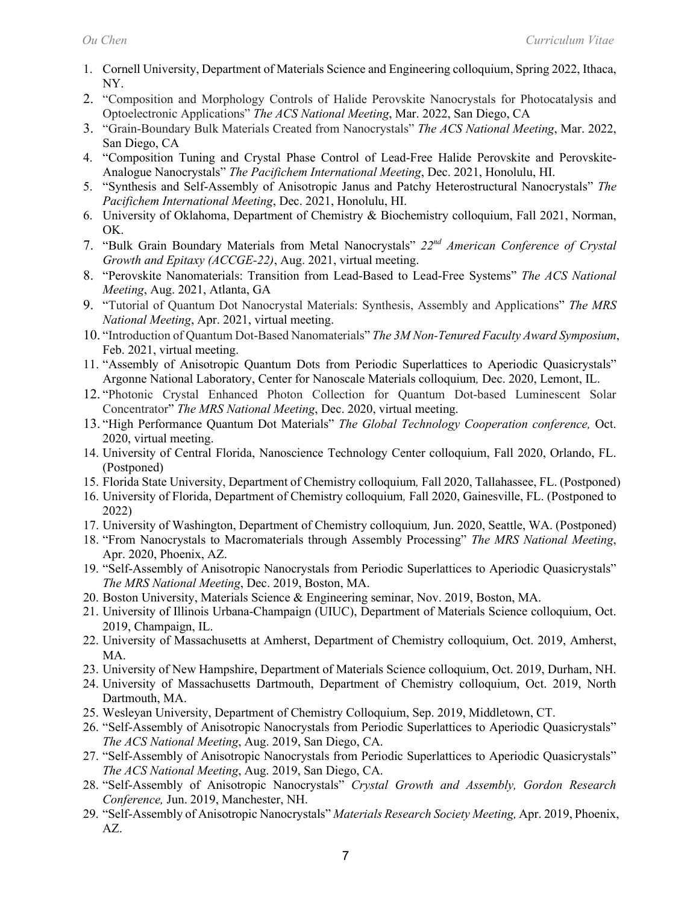1. Cornell University, Department of Materials Science and Engineering colloquium, Spring 2022, Ithaca, NY.
2. "Composition and Morphology Controls of Halide Perovskite Nanocrystals for Photocatalysis and Optoelectronic Applications" *The ACS National Meeting*, Mar. 2022, San Diego, CA
3. "Grain-Boundary Bulk Materials Created from Nanocrystals" *The ACS National Meeting*, Mar. 2022, San Diego, CA
4. "Composition Tuning and Crystal Phase Control of Lead-Free Halide Perovskite and Perovskite-Analogue Nanocrystals" *The Pacifichem International Meeting*, Dec. 2021, Honolulu, HI.
5. "Synthesis and Self-Assembly of Anisotropic Janus and Patchy Heterostructural Nanocrystals" *The Pacifichem International Meeting*, Dec. 2021, Honolulu, HI.
6. University of Oklahoma, Department of Chemistry & Biochemistry colloquium, Fall 2021, Norman, OK.
7. "Bulk Grain Boundary Materials from Metal Nanocrystals" *22nd American Conference of Crystal Growth and Epitaxy (ACCGE-22)*, Aug. 2021, virtual meeting.
8. "Perovskite Nanomaterials: Transition from Lead-Based to Lead-Free Systems" *The ACS National Meeting*, Aug. 2021, Atlanta, GA
9. "Tutorial of Quantum Dot Nanocrystal Materials: Synthesis, Assembly and Applications" *The MRS National Meeting*, Apr. 2021, virtual meeting.
10. "Introduction of Quantum Dot-Based Nanomaterials" *The 3M Non-Tenured Faculty Award Symposium*, Feb. 2021, virtual meeting.
11. "Assembly of Anisotropic Quantum Dots from Periodic Superlattices to Aperiodic Quasicrystals" Argonne National Laboratory, Center for Nanoscale Materials colloquium, Dec. 2020, Lemont, IL.
12. "Photonic Crystal Enhanced Photon Collection for Quantum Dot-based Luminescent Solar Concentrator" *The MRS National Meeting*, Dec. 2020, virtual meeting.
13. "High Performance Quantum Dot Materials" *The Global Technology Cooperation conference,* Oct. 2020, virtual meeting.
14. University of Central Florida, Nanoscience Technology Center colloquium, Fall 2020, Orlando, FL. (Postponed)
15. Florida State University, Department of Chemistry colloquium, Fall 2020, Tallahassee, FL. (Postponed)
16. University of Florida, Department of Chemistry colloquium, Fall 2020, Gainesville, FL. (Postponed to 2022)
17. University of Washington, Department of Chemistry colloquium, Jun. 2020, Seattle, WA. (Postponed)
18. "From Nanocrystals to Macromaterials through Assembly Processing" *The MRS National Meeting*, Apr. 2020, Phoenix, AZ.
19. "Self-Assembly of Anisotropic Nanocrystals from Periodic Superlattices to Aperiodic Quasicrystals" *The MRS National Meeting*, Dec. 2019, Boston, MA.
20. Boston University, Materials Science & Engineering seminar, Nov. 2019, Boston, MA.
21. University of Illinois Urbana-Champaign (UIUC), Department of Materials Science colloquium, Oct. 2019, Champaign, IL.
22. University of Massachusetts at Amherst, Department of Chemistry colloquium, Oct. 2019, Amherst, MA.
23. University of New Hampshire, Department of Materials Science colloquium, Oct. 2019, Durham, NH.
24. University of Massachusetts Dartmouth, Department of Chemistry colloquium, Oct. 2019, North Dartmouth, MA.
25. Wesleyan University, Department of Chemistry Colloquium, Sep. 2019, Middletown, CT.
26. "Self-Assembly of Anisotropic Nanocrystals from Periodic Superlattices to Aperiodic Quasicrystals" *The ACS National Meeting*, Aug. 2019, San Diego, CA.
27. "Self-Assembly of Anisotropic Nanocrystals from Periodic Superlattices to Aperiodic Quasicrystals" *The ACS National Meeting*, Aug. 2019, San Diego, CA.
28. "Self-Assembly of Anisotropic Nanocrystals" *Crystal Growth and Assembly, Gordon Research Conference,* Jun. 2019, Manchester, NH.
29. "Self-Assembly of Anisotropic Nanocrystals" *Materials Research Society Meeting,* Apr. 2019, Phoenix, AZ.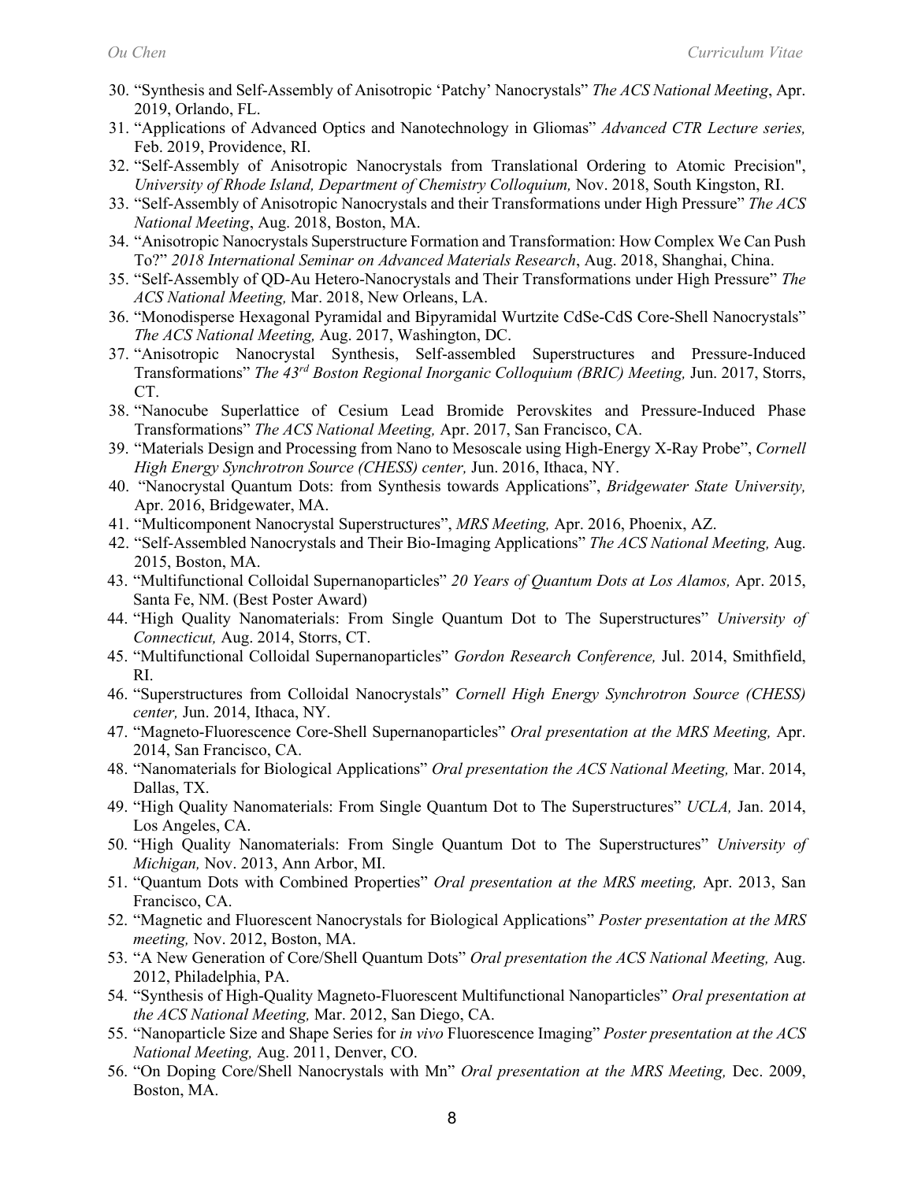30. "Synthesis and Self-Assembly of Anisotropic 'Patchy' Nanocrystals" *The ACS National Meeting*, Apr. 2019, Orlando, FL.
31. "Applications of Advanced Optics and Nanotechnology in Gliomas" *Advanced CTR Lecture series,* Feb. 2019, Providence, RI.
32. "Self-Assembly of Anisotropic Nanocrystals from Translational Ordering to Atomic Precision", *University of Rhode Island, Department of Chemistry Colloquium,* Nov. 2018, South Kingston, RI.
33. "Self-Assembly of Anisotropic Nanocrystals and their Transformations under High Pressure" *The ACS National Meeting*, Aug. 2018, Boston, MA.
34. "Anisotropic Nanocrystals Superstructure Formation and Transformation: How Complex We Can Push To?" *2018 International Seminar on Advanced Materials Research*, Aug. 2018, Shanghai, China.
35. "Self-Assembly of QD-Au Hetero-Nanocrystals and Their Transformations under High Pressure" *The ACS National Meeting,* Mar. 2018, New Orleans, LA.
36. "Monodisperse Hexagonal Pyramidal and Bipyramidal Wurtzite CdSe-CdS Core-Shell Nanocrystals" *The ACS National Meeting,* Aug. 2017, Washington, DC.
37. "Anisotropic Nanocrystal Synthesis, Self-assembled Superstructures and Pressure-Induced Transformations" *The 43rd Boston Regional Inorganic Colloquium (BRIC) Meeting,* Jun. 2017, Storrs, CT.
38. "Nanocube Superlattice of Cesium Lead Bromide Perovskites and Pressure-Induced Phase Transformations" *The ACS National Meeting,* Apr. 2017, San Francisco, CA.
39. "Materials Design and Processing from Nano to Mesoscale using High-Energy X-Ray Probe", *Cornell High Energy Synchrotron Source (CHESS) center,* Jun. 2016, Ithaca, NY.
40. "Nanocrystal Quantum Dots: from Synthesis towards Applications", *Bridgewater State University,* Apr. 2016, Bridgewater, MA.
41. "Multicomponent Nanocrystal Superstructures", *MRS Meeting,* Apr. 2016, Phoenix, AZ.
42. "Self-Assembled Nanocrystals and Their Bio-Imaging Applications" *The ACS National Meeting,* Aug. 2015, Boston, MA.
43. "Multifunctional Colloidal Supernanoparticles" *20 Years of Quantum Dots at Los Alamos,* Apr. 2015, Santa Fe, NM. (Best Poster Award)
44. "High Quality Nanomaterials: From Single Quantum Dot to The Superstructures" *University of Connecticut,* Aug. 2014, Storrs, CT.
45. "Multifunctional Colloidal Supernanoparticles" *Gordon Research Conference,* Jul. 2014, Smithfield, RI.
46. "Superstructures from Colloidal Nanocrystals" *Cornell High Energy Synchrotron Source (CHESS) center,* Jun. 2014, Ithaca, NY.
47. "Magneto-Fluorescence Core-Shell Supernanoparticles" *Oral presentation at the MRS Meeting,* Apr. 2014, San Francisco, CA.
48. "Nanomaterials for Biological Applications" *Oral presentation the ACS National Meeting,* Mar. 2014, Dallas, TX.
49. "High Quality Nanomaterials: From Single Quantum Dot to The Superstructures" *UCLA,* Jan. 2014, Los Angeles, CA.
50. "High Quality Nanomaterials: From Single Quantum Dot to The Superstructures" *University of Michigan,* Nov. 2013, Ann Arbor, MI.
51. "Quantum Dots with Combined Properties" *Oral presentation at the MRS meeting,* Apr. 2013, San Francisco, CA.
52. "Magnetic and Fluorescent Nanocrystals for Biological Applications" *Poster presentation at the MRS meeting,* Nov. 2012, Boston, MA.
53. "A New Generation of Core/Shell Quantum Dots" *Oral presentation the ACS National Meeting,* Aug. 2012, Philadelphia, PA.
54. "Synthesis of High-Quality Magneto-Fluorescent Multifunctional Nanoparticles" *Oral presentation at the ACS National Meeting,* Mar. 2012, San Diego, CA.
55. "Nanoparticle Size and Shape Series for *in vivo* Fluorescence Imaging" *Poster presentation at the ACS National Meeting,* Aug. 2011, Denver, CO.
56. "On Doping Core/Shell Nanocrystals with Mn" *Oral presentation at the MRS Meeting,* Dec. 2009, Boston, MA.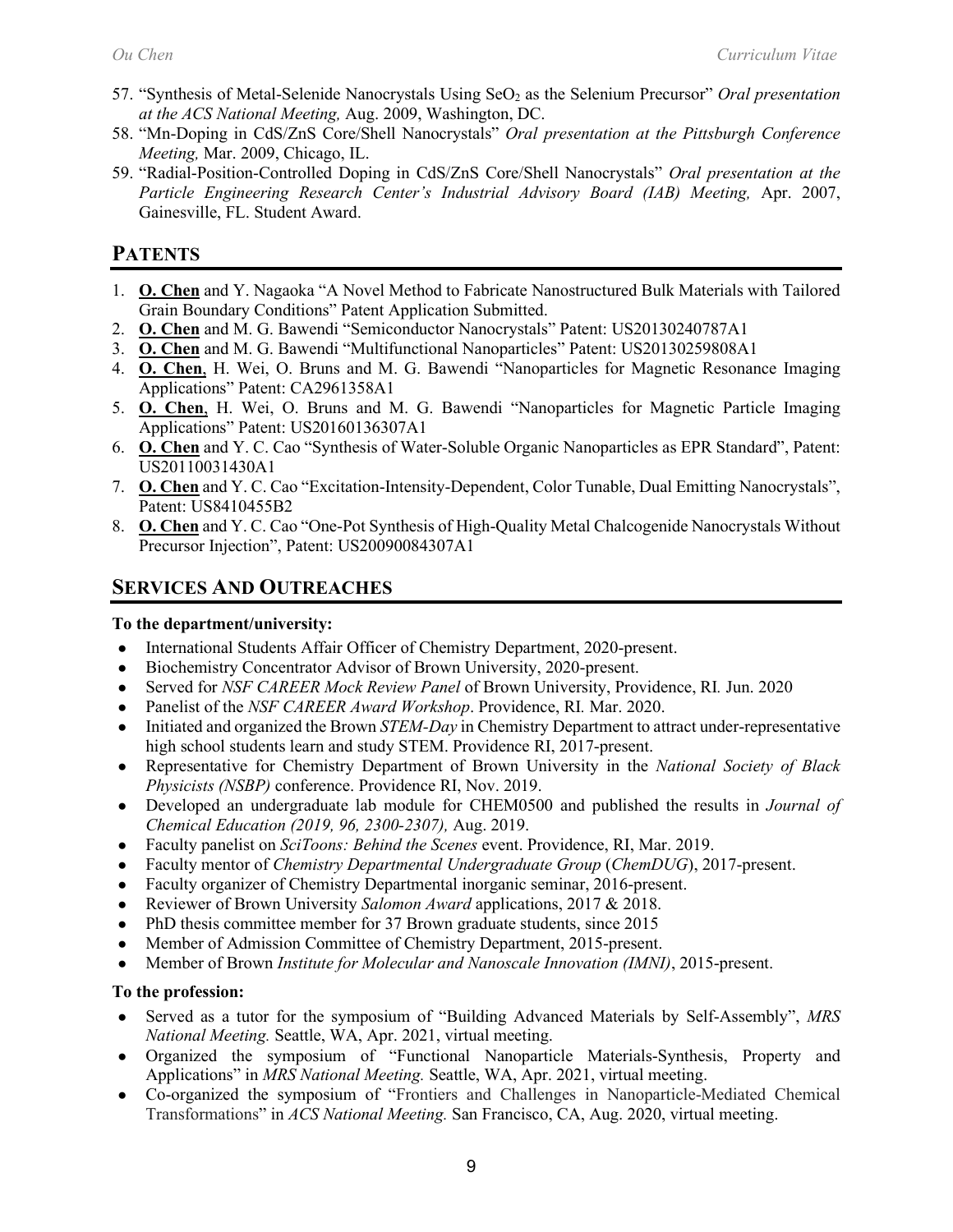57. "Synthesis of Metal-Selenide Nanocrystals Using $SeO_2$ as the Selenium Precursor" *Oral presentation at the ACS National Meeting,* Aug. 2009, Washington, DC.
58. "Mn-Doping in CdS/ZnS Core/Shell Nanocrystals" *Oral presentation at the Pittsburgh Conference Meeting,* Mar. 2009, Chicago, IL.
59. "Radial-Position-Controlled Doping in CdS/ZnS Core/Shell Nanocrystals" *Oral presentation at the Particle Engineering Research Center's Industrial Advisory Board (IAB) Meeting,* Apr. 2007, Gainesville, FL. Student Award.

## PATENTS

1. **O. Chen** and Y. Nagaoka "A Novel Method to Fabricate Nanostructured Bulk Materials with Tailored Grain Boundary Conditions" Patent Application Submitted.
2. **O. Chen** and M. G. Bawendi "Semiconductor Nanocrystals" Patent: US20130240787A1
3. **O. Chen** and M. G. Bawendi "Multifunctional Nanoparticles" Patent: US20130259808A1
4. **O. Chen**, H. Wei, O. Bruns and M. G. Bawendi "Nanoparticles for Magnetic Resonance Imaging Applications" Patent: CA2961358A1
5. **O. Chen**, H. Wei, O. Bruns and M. G. Bawendi "Nanoparticles for Magnetic Particle Imaging Applications" Patent: US20160136307A1
6. **O. Chen** and Y. C. Cao "Synthesis of Water-Soluble Organic Nanoparticles as EPR Standard", Patent: US20110031430A1
7. **O. Chen** and Y. C. Cao "Excitation-Intensity-Dependent, Color Tunable, Dual Emitting Nanocrystals", Patent: US8410455B2
8. **O. Chen** and Y. C. Cao "One-Pot Synthesis of High-Quality Metal Chalcogenide Nanocrystals Without Precursor Injection", Patent: US20090084307A1

## SERVICES AND OUTREACHES

**To the department/university:**

- International Students Affair Officer of Chemistry Department, 2020-present.
- Biochemistry Concentrator Advisor of Brown University, 2020-present.
- Served for *NSF CAREER Mock Review Panel* of Brown University, Providence, RI. Jun. 2020
- Panelist of the *NSF CAREER Award Workshop*. Providence, RI. Mar. 2020.
- Initiated and organized the Brown *STEM-Day* in Chemistry Department to attract under-representative high school students learn and study STEM. Providence RI, 2017-present.
- Representative for Chemistry Department of Brown University in the *National Society of Black Physicists (NSBP)* conference. Providence RI, Nov. 2019.
- Developed an undergraduate lab module for CHEM0500 and published the results in *Journal of Chemical Education (2019, 96, 2300-2307),* Aug. 2019.
- Faculty panelist on *SciToons: Behind the Scenes* event. Providence, RI, Mar. 2019.
- Faculty mentor of *Chemistry Departmental Undergraduate Group* (*ChemDUG*), 2017-present.
- Faculty organizer of Chemistry Departmental inorganic seminar, 2016-present.
- Reviewer of Brown University *Salomon Award* applications, 2017 & 2018.
- PhD thesis committee member for 37 Brown graduate students, since 2015
- Member of Admission Committee of Chemistry Department, 2015-present.
- Member of Brown *Institute for Molecular and Nanoscale Innovation (IMNI)*, 2015-present.

**To the profession:**

- Served as a tutor for the symposium of "Building Advanced Materials by Self-Assembly", *MRS National Meeting.* Seattle, WA, Apr. 2021, virtual meeting.
- Organized the symposium of "Functional Nanoparticle Materials-Synthesis, Property and Applications" in *MRS National Meeting.* Seattle, WA, Apr. 2021, virtual meeting.
- Co-organized the symposium of "Frontiers and Challenges in Nanoparticle-Mediated Chemical Transformations" in *ACS National Meeting.* San Francisco, CA, Aug. 2020, virtual meeting.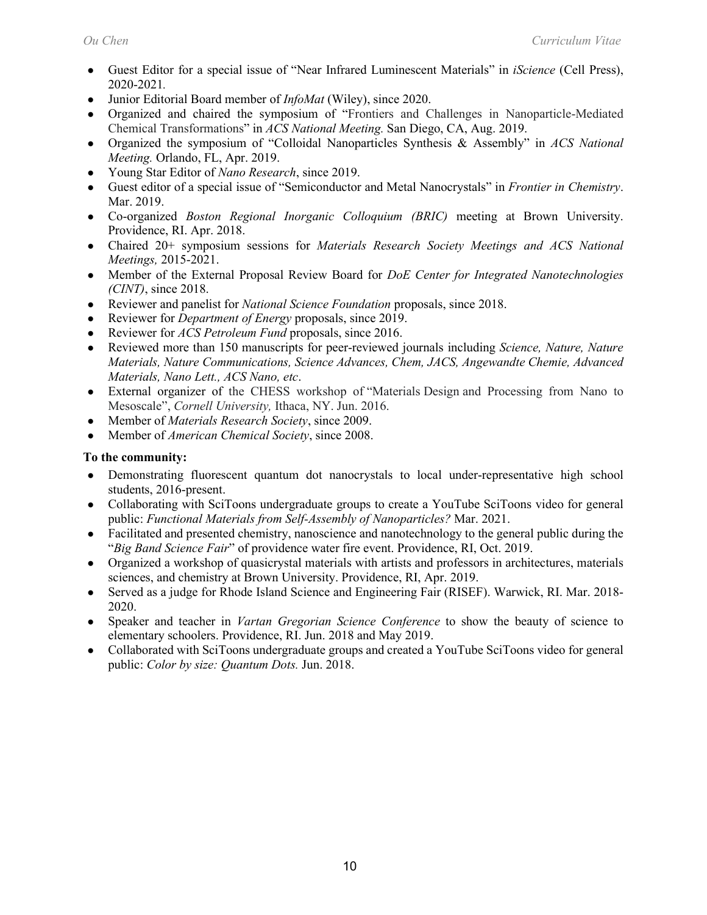- Guest Editor for a special issue of "Near Infrared Luminescent Materials" in *iScience* (Cell Press), 2020-2021.
- Junior Editorial Board member of *InfoMat* (Wiley), since 2020.
- Organized and chaired the symposium of "Frontiers and Challenges in Nanoparticle-Mediated Chemical Transformations" in *ACS National Meeting.* San Diego, CA, Aug. 2019.
- Organized the symposium of "Colloidal Nanoparticles Synthesis & Assembly" in *ACS National Meeting.* Orlando, FL, Apr. 2019.
- Young Star Editor of *Nano Research*, since 2019.
- Guest editor of a special issue of "Semiconductor and Metal Nanocrystals" in *Frontier in Chemistry*. Mar. 2019.
- Co-organized *Boston Regional Inorganic Colloquium (BRIC)* meeting at Brown University. Providence, RI. Apr. 2018.
- Chaired 20+ symposium sessions for *Materials Research Society Meetings and ACS National Meetings,* 2015-2021.
- Member of the External Proposal Review Board for *DoE Center for Integrated Nanotechnologies (CINT)*, since 2018.
- Reviewer and panelist for *National Science Foundation* proposals, since 2018.
- Reviewer for *Department of Energy* proposals, since 2019.
- Reviewer for *ACS Petroleum Fund* proposals, since 2016.
- Reviewed more than 150 manuscripts for peer-reviewed journals including *Science, Nature, Nature Materials, Nature Communications, Science Advances, Chem, JACS, Angewandte Chemie, Advanced Materials, Nano Lett., ACS Nano, etc*.
- External organizer of the CHESS workshop of "Materials Design and Processing from Nano to Mesoscale", *Cornell University,* Ithaca, NY. Jun. 2016.
- Member of *Materials Research Society*, since 2009.
- Member of *American Chemical Society*, since 2008.

**To the community:**

- Demonstrating fluorescent quantum dot nanocrystals to local under-representative high school students, 2016-present.
- Collaborating with SciToons undergraduate groups to create a YouTube SciToons video for general public: *Functional Materials from Self-Assembly of Nanoparticles?* Mar. 2021.
- Facilitated and presented chemistry, nanoscience and nanotechnology to the general public during the "*Big Band Science Fair*" of providence water fire event. Providence, RI, Oct. 2019.
- Organized a workshop of quasicrystal materials with artists and professors in architectures, materials sciences, and chemistry at Brown University. Providence, RI, Apr. 2019.
- Served as a judge for Rhode Island Science and Engineering Fair (RISEF). Warwick, RI. Mar. 2018-2020.
- Speaker and teacher in *Vartan Gregorian Science Conference* to show the beauty of science to elementary schoolers. Providence, RI. Jun. 2018 and May 2019.
- Collaborated with SciToons undergraduate groups and created a YouTube SciToons video for general public: *Color by size: Quantum Dots.* Jun. 2018.